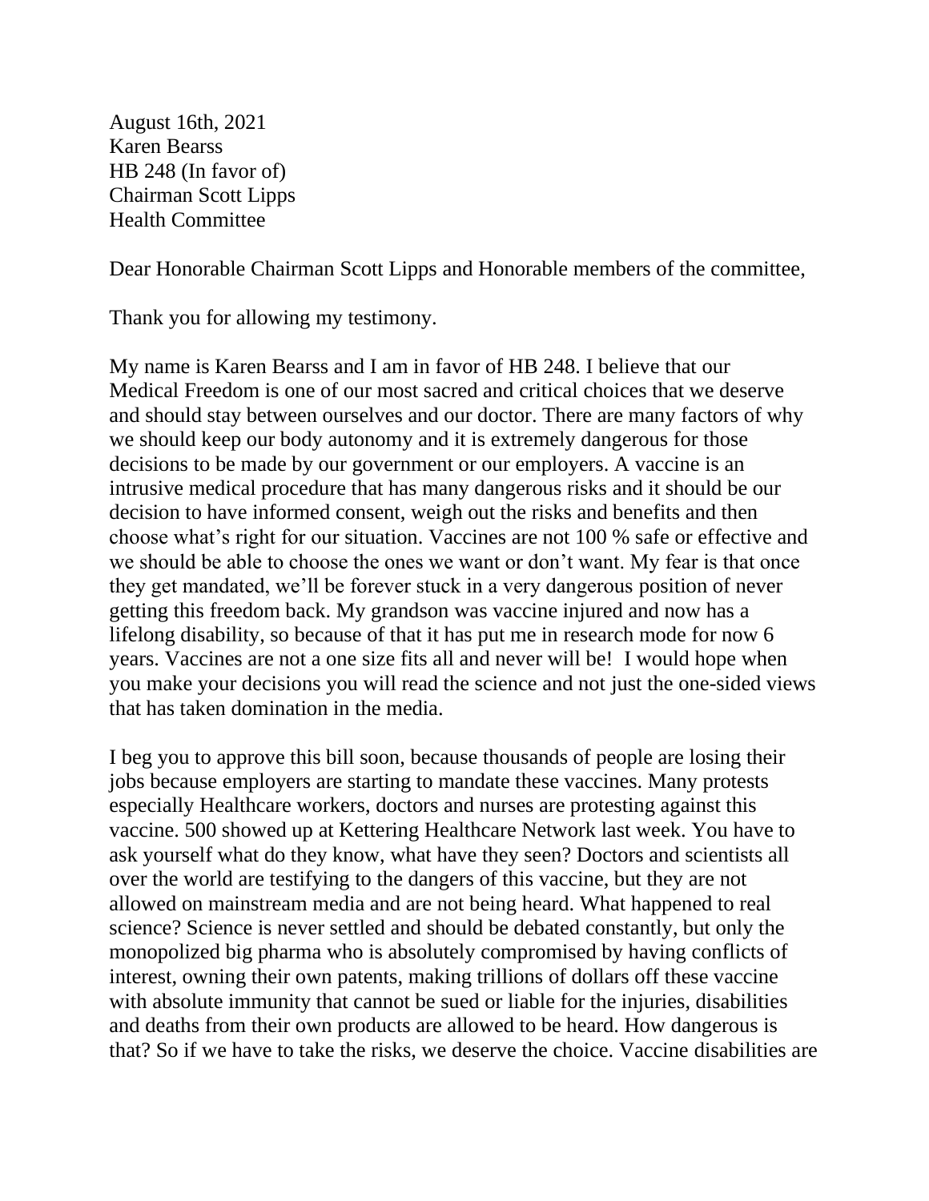August 16th, 2021
Karen Bearss
HB 248 (In favor of)
Chairman Scott Lipps
Health Committee

Dear Honorable Chairman Scott Lipps and Honorable members of the committee,

Thank you for allowing my testimony.

My name is Karen Bearss and I am in favor of HB 248. I believe that our Medical Freedom is one of our most sacred and critical choices that we deserve and should stay between ourselves and our doctor. There are many factors of why we should keep our body autonomy and it is extremely dangerous for those decisions to be made by our government or our employers. A vaccine is an intrusive medical procedure that has many dangerous risks and it should be our decision to have informed consent, weigh out the risks and benefits and then choose what's right for our situation. Vaccines are not 100 % safe or effective and we should be able to choose the ones we want or don't want. My fear is that once they get mandated, we'll be forever stuck in a very dangerous position of never getting this freedom back. My grandson was vaccine injured and now has a lifelong disability, so because of that it has put me in research mode for now 6 years. Vaccines are not a one size fits all and never will be! I would hope when you make your decisions you will read the science and not just the one-sided views that has taken domination in the media.

I beg you to approve this bill soon, because thousands of people are losing their jobs because employers are starting to mandate these vaccines. Many protests especially Healthcare workers, doctors and nurses are protesting against this vaccine. 500 showed up at Kettering Healthcare Network last week. You have to ask yourself what do they know, what have they seen? Doctors and scientists all over the world are testifying to the dangers of this vaccine, but they are not allowed on mainstream media and are not being heard. What happened to real science? Science is never settled and should be debated constantly, but only the monopolized big pharma who is absolutely compromised by having conflicts of interest, owning their own patents, making trillions of dollars off these vaccine with absolute immunity that cannot be sued or liable for the injuries, disabilities and deaths from their own products are allowed to be heard. How dangerous is that? So if we have to take the risks, we deserve the choice. Vaccine disabilities are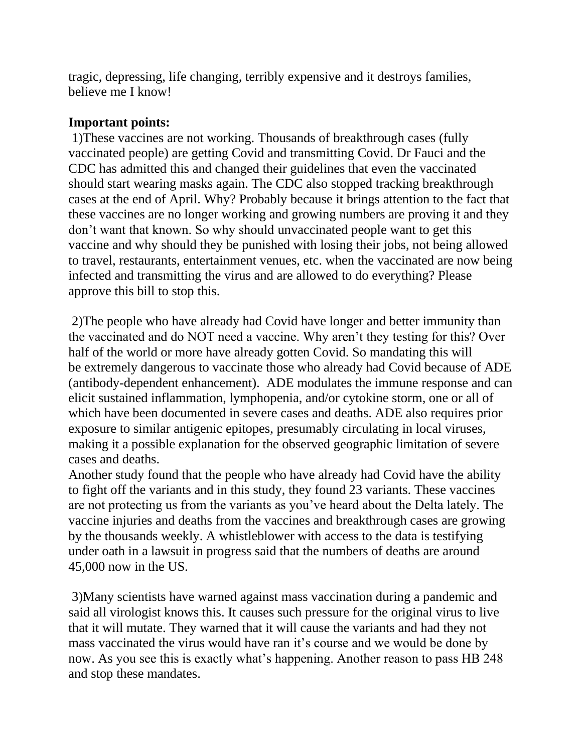tragic, depressing, life changing, terribly expensive and it destroys families, believe me I know!

**Important points:**

1)These vaccines are not working. Thousands of breakthrough cases (fully vaccinated people) are getting Covid and transmitting Covid. Dr Fauci and the CDC has admitted this and changed their guidelines that even the vaccinated should start wearing masks again. The CDC also stopped tracking breakthrough cases at the end of April. Why? Probably because it brings attention to the fact that these vaccines are no longer working and growing numbers are proving it and they don't want that known. So why should unvaccinated people want to get this vaccine and why should they be punished with losing their jobs, not being allowed to travel, restaurants, entertainment venues, etc. when the vaccinated are now being infected and transmitting the virus and are allowed to do everything? Please approve this bill to stop this.

2)The people who have already had Covid have longer and better immunity than the vaccinated and do NOT need a vaccine. Why aren't they testing for this? Over half of the world or more have already gotten Covid. So mandating this will be extremely dangerous to vaccinate those who already had Covid because of ADE (antibody-dependent enhancement). ADE modulates the immune response and can elicit sustained inflammation, lymphopenia, and/or cytokine storm, one or all of which have been documented in severe cases and deaths. ADE also requires prior exposure to similar antigenic epitopes, presumably circulating in local viruses, making it a possible explanation for the observed geographic limitation of severe cases and deaths.
Another study found that the people who have already had Covid have the ability to fight off the variants and in this study, they found 23 variants. These vaccines are not protecting us from the variants as you've heard about the Delta lately. The vaccine injuries and deaths from the vaccines and breakthrough cases are growing by the thousands weekly. A whistleblower with access to the data is testifying under oath in a lawsuit in progress said that the numbers of deaths are around 45,000 now in the US.

3)Many scientists have warned against mass vaccination during a pandemic and said all virologist knows this. It causes such pressure for the original virus to live that it will mutate. They warned that it will cause the variants and had they not mass vaccinated the virus would have ran it's course and we would be done by now. As you see this is exactly what's happening. Another reason to pass HB 248 and stop these mandates.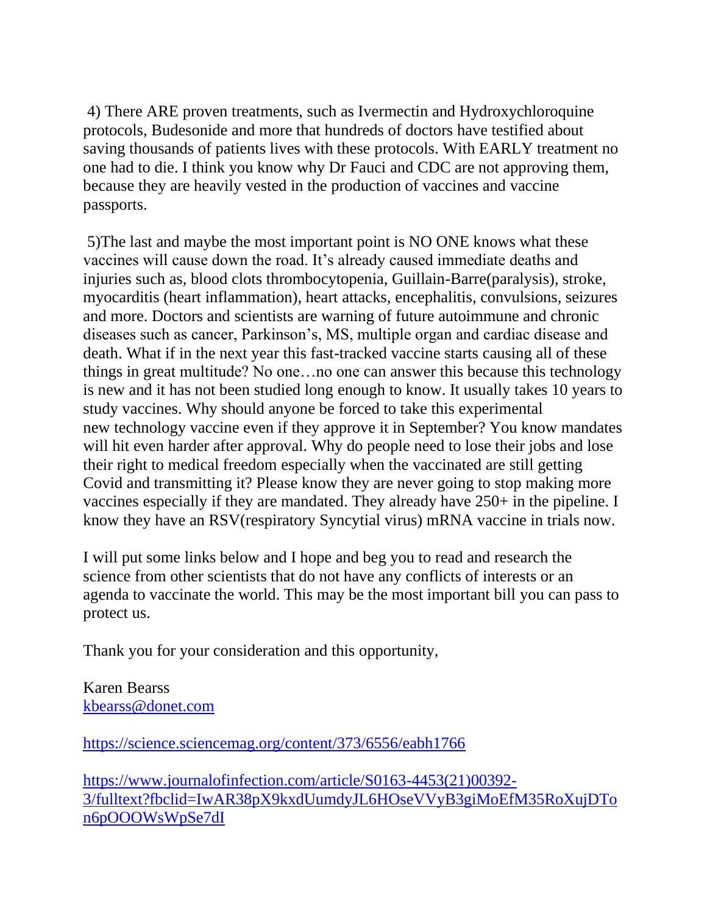4) There ARE proven treatments, such as Ivermectin and Hydroxychloroquine protocols, Budesonide and more that hundreds of doctors have testified about saving thousands of patients lives with these protocols. With EARLY treatment no one had to die. I think you know why Dr Fauci and CDC are not approving them, because they are heavily vested in the production of vaccines and vaccine passports.

5)The last and maybe the most important point is NO ONE knows what these vaccines will cause down the road. It's already caused immediate deaths and injuries such as, blood clots thrombocytopenia, Guillain-Barre(paralysis), stroke, myocarditis (heart inflammation), heart attacks, encephalitis, convulsions, seizures and more. Doctors and scientists are warning of future autoimmune and chronic diseases such as cancer, Parkinson's, MS, multiple organ and cardiac disease and death. What if in the next year this fast-tracked vaccine starts causing all of these things in great multitude? No one…no one can answer this because this technology is new and it has not been studied long enough to know. It usually takes 10 years to study vaccines. Why should anyone be forced to take this experimental new technology vaccine even if they approve it in September? You know mandates will hit even harder after approval. Why do people need to lose their jobs and lose their right to medical freedom especially when the vaccinated are still getting Covid and transmitting it? Please know they are never going to stop making more vaccines especially if they are mandated. They already have 250+ in the pipeline. I know they have an RSV(respiratory Syncytial virus) mRNA vaccine in trials now.

I will put some links below and I hope and beg you to read and research the science from other scientists that do not have any conflicts of interests or an agenda to vaccinate the world. This may be the most important bill you can pass to protect us.

Thank you for your consideration and this opportunity,

Karen Bearss
[kbearss@donet.com](mailto:kbearss@donet.com)

https://science.sciencemag.org/content/373/6556/eabh1766

https://www.journalofinfection.com/article/S0163-4453(21)00392-3/fulltext?fbclid=IwAR38pX9kxdUumdyJL6HOseVVyB3giMoEfM35RoXujDTon6pOOOWsWpSe7dI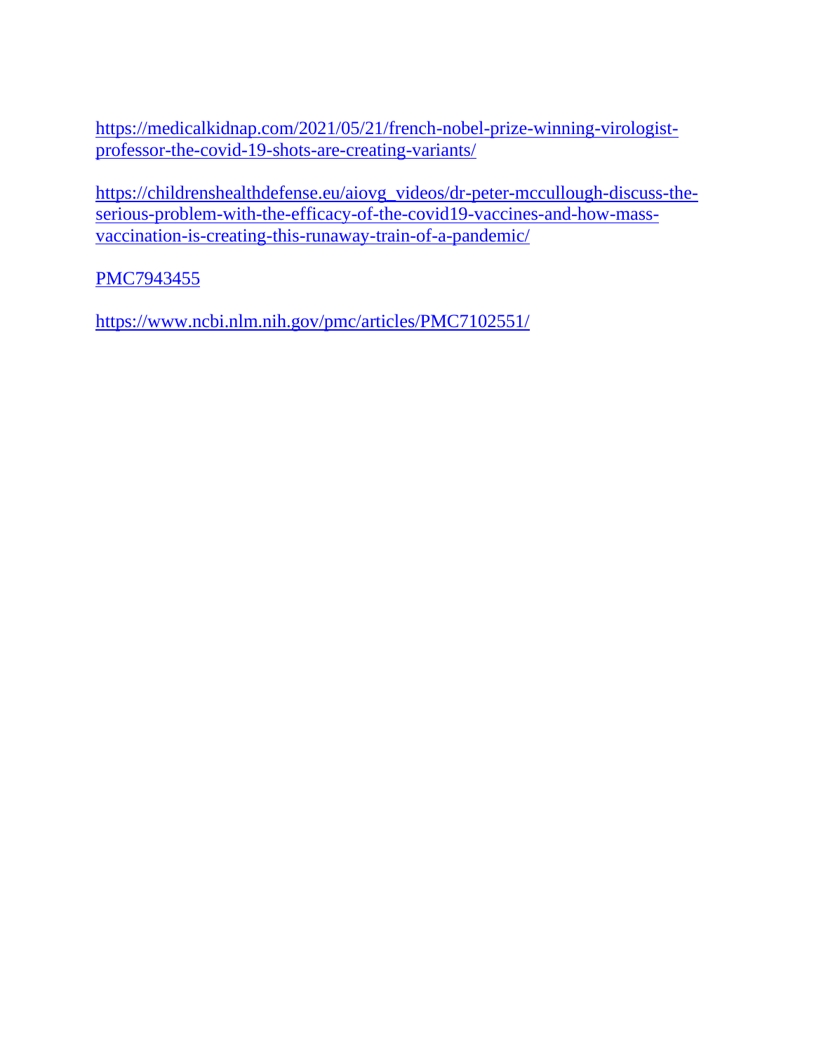https://medicalkidnap.com/2021/05/21/french-nobel-prize-winning-virologist-professor-the-covid-19-shots-are-creating-variants/

https://childrenshealthdefense.eu/aiovg_videos/dr-peter-mccullough-discuss-the-serious-problem-with-the-efficacy-of-the-covid19-vaccines-and-how-mass-vaccination-is-creating-this-runaway-train-of-a-pandemic/

PMC7943455

https://www.ncbi.nlm.nih.gov/pmc/articles/PMC7102551/